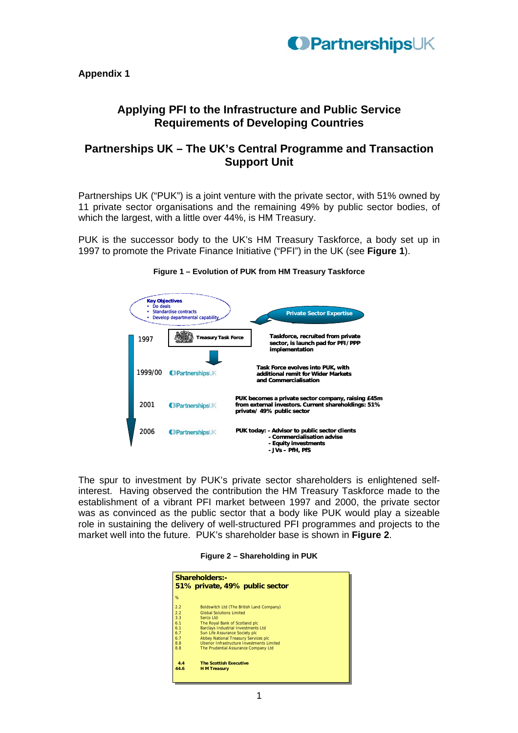**Appendix 1**

# Applying PFI to the Infrastructure and Public Service Requirements of Developing Countries

## Partnerships UK – The UK's Central Programme and Transaction Support Unit

Partnerships UK ("PUK") is a joint venture with the private sector, with 51% owned by 11 private sector organisations and the remaining 49% by public sector bodies, of which the largest, with a little over 44%, is HM Treasury.

PUK is the successor body to the UK's HM Treasury Taskforce, a body set up in 1997 to promote the Private Finance Initiative ("PFI") in the UK (see **Figure 1**).

**Figure 1 – Evolution of PUK from HM Treasury Taskforce**

**Key Objectives**
- Do deals
- Standardise contracts
- Develop departmental capability

**Private Sector Expertise**

| Year | Body | Description |
|---|---|---|
| 1997 | Treasury Task Force | Taskforce, recruited from private sector, is launch pad for PFI/PPP implementation |
| 1999/00 | PartnershipsUK | Task Force evolves into PUK, with additional remit for Wider Markets and Commercialisation |
| 2001 | PartnershipsUK | PUK becomes a private sector company, raising £45m from external investors. Current shareholdings: 51% private/ 49% public sector |
| 2006 | PartnershipsUK | PUK today: - Advisor to public sector clients<br>- Commercialisation advise<br>- Equity investments<br>- JVs – PfH, PfS |

The spur to investment by PUK's private sector shareholders is enlightened self-interest. Having observed the contribution the HM Treasury Taskforce made to the establishment of a vibrant PFI market between 1997 and 2000, the private sector was as convinced as the public sector that a body like PUK would play a sizeable role in sustaining the delivery of well-structured PFI programmes and projects to the market well into the future. PUK's shareholder base is shown in **Figure 2**.

**Figure 2 – Shareholding in PUK**

**Shareholders:-**
**51% private, 49% public sector**

| % | Shareholder |
|---|---|
| 2.2 | Boldswitch Ltd (The British Land Company) |
| 2.2 | Global Solutions Limited |
| 3.3 | Serco Ltd |
| 6.1 | The Royal Bank of Scotland plc |
| 6.1 | Barclays Industrial Investments Ltd |
| 6.7 | Sun Life Assurance Society plc |
| 6.7 | Abbey National Treasury Services plc |
| 8.8 | Uberior Infrastructure Investments Limited |
| 8.8 | The Prudential Assurance Company Ltd |
| **4.4** | **The Scottish Executive** |
| **44.6** | **H M Treasury** |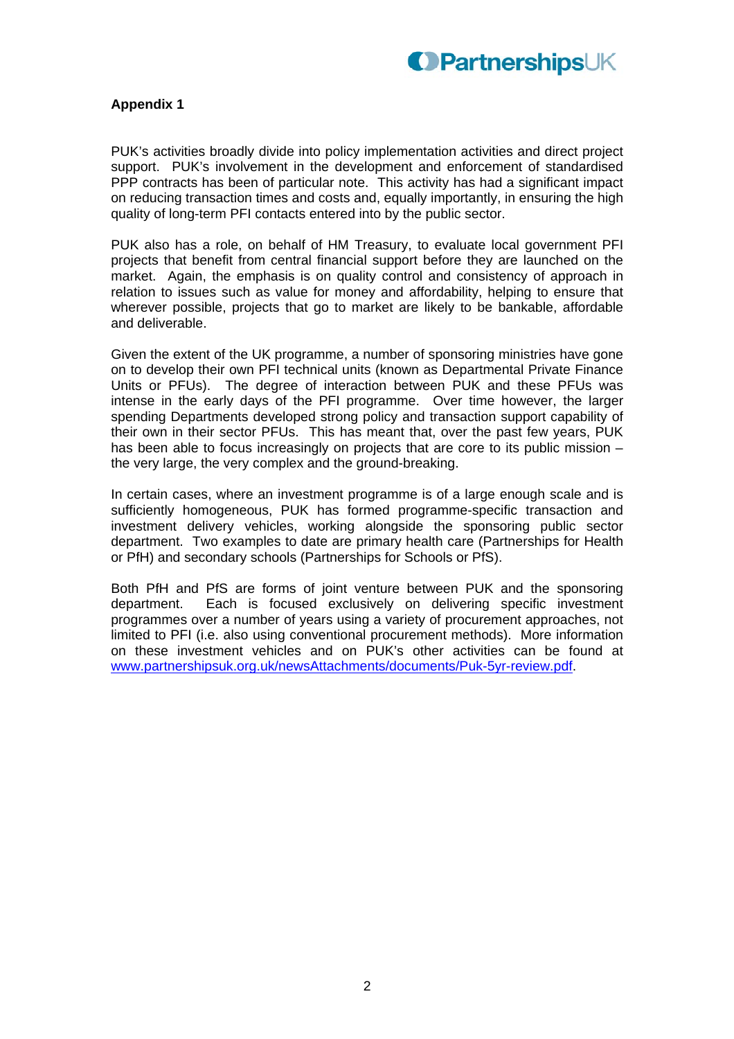## Appendix 1

PUK's activities broadly divide into policy implementation activities and direct project support. PUK's involvement in the development and enforcement of standardised PPP contracts has been of particular note. This activity has had a significant impact on reducing transaction times and costs and, equally importantly, in ensuring the high quality of long-term PFI contacts entered into by the public sector.

PUK also has a role, on behalf of HM Treasury, to evaluate local government PFI projects that benefit from central financial support before they are launched on the market. Again, the emphasis is on quality control and consistency of approach in relation to issues such as value for money and affordability, helping to ensure that wherever possible, projects that go to market are likely to be bankable, affordable and deliverable.

Given the extent of the UK programme, a number of sponsoring ministries have gone on to develop their own PFI technical units (known as Departmental Private Finance Units or PFUs). The degree of interaction between PUK and these PFUs was intense in the early days of the PFI programme. Over time however, the larger spending Departments developed strong policy and transaction support capability of their own in their sector PFUs. This has meant that, over the past few years, PUK has been able to focus increasingly on projects that are core to its public mission – the very large, the very complex and the ground-breaking.

In certain cases, where an investment programme is of a large enough scale and is sufficiently homogeneous, PUK has formed programme-specific transaction and investment delivery vehicles, working alongside the sponsoring public sector department. Two examples to date are primary health care (Partnerships for Health or PfH) and secondary schools (Partnerships for Schools or PfS).

Both PfH and PfS are forms of joint venture between PUK and the sponsoring department. Each is focused exclusively on delivering specific investment programmes over a number of years using a variety of procurement approaches, not limited to PFI (i.e. also using conventional procurement methods). More information on these investment vehicles and on PUK's other activities can be found at www.partnershipsuk.org.uk/newsAttachments/documents/Puk-5yr-review.pdf.